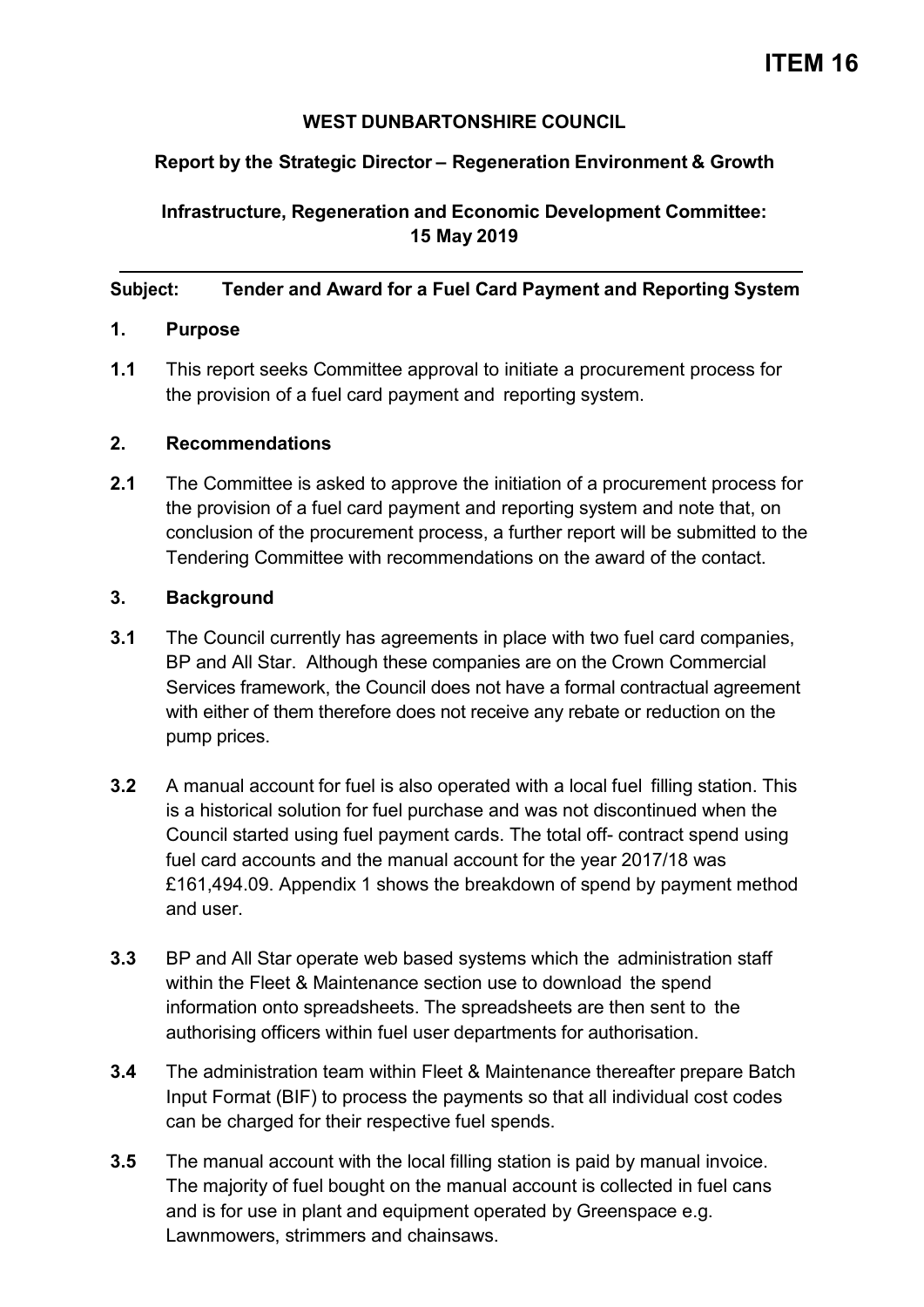# ITEM 16

**WEST DUNBARTONSHIRE COUNCIL**

**Report by the Strategic Director – Regeneration Environment & Growth**

**Infrastructure, Regeneration and Economic Development Committee: 15 May 2019**

---

**Subject: Tender and Award for a Fuel Card Payment and Reporting System**

## 1. Purpose

**1.1** This report seeks Committee approval to initiate a procurement process for the provision of a fuel card payment and reporting system.

## 2. Recommendations

**2.1** The Committee is asked to approve the initiation of a procurement process for the provision of a fuel card payment and reporting system and note that, on conclusion of the procurement process, a further report will be submitted to the Tendering Committee with recommendations on the award of the contact.

## 3. Background

**3.1** The Council currently has agreements in place with two fuel card companies, BP and All Star. Although these companies are on the Crown Commercial Services framework, the Council does not have a formal contractual agreement with either of them therefore does not receive any rebate or reduction on the pump prices.

**3.2** A manual account for fuel is also operated with a local fuel filling station. This is a historical solution for fuel purchase and was not discontinued when the Council started using fuel payment cards. The total off- contract spend using fuel card accounts and the manual account for the year 2017/18 was £161,494.09. Appendix 1 shows the breakdown of spend by payment method and user.

**3.3** BP and All Star operate web based systems which the administration staff within the Fleet & Maintenance section use to download the spend information onto spreadsheets. The spreadsheets are then sent to the authorising officers within fuel user departments for authorisation.

**3.4** The administration team within Fleet & Maintenance thereafter prepare Batch Input Format (BIF) to process the payments so that all individual cost codes can be charged for their respective fuel spends.

**3.5** The manual account with the local filling station is paid by manual invoice. The majority of fuel bought on the manual account is collected in fuel cans and is for use in plant and equipment operated by Greenspace e.g. Lawnmowers, strimmers and chainsaws.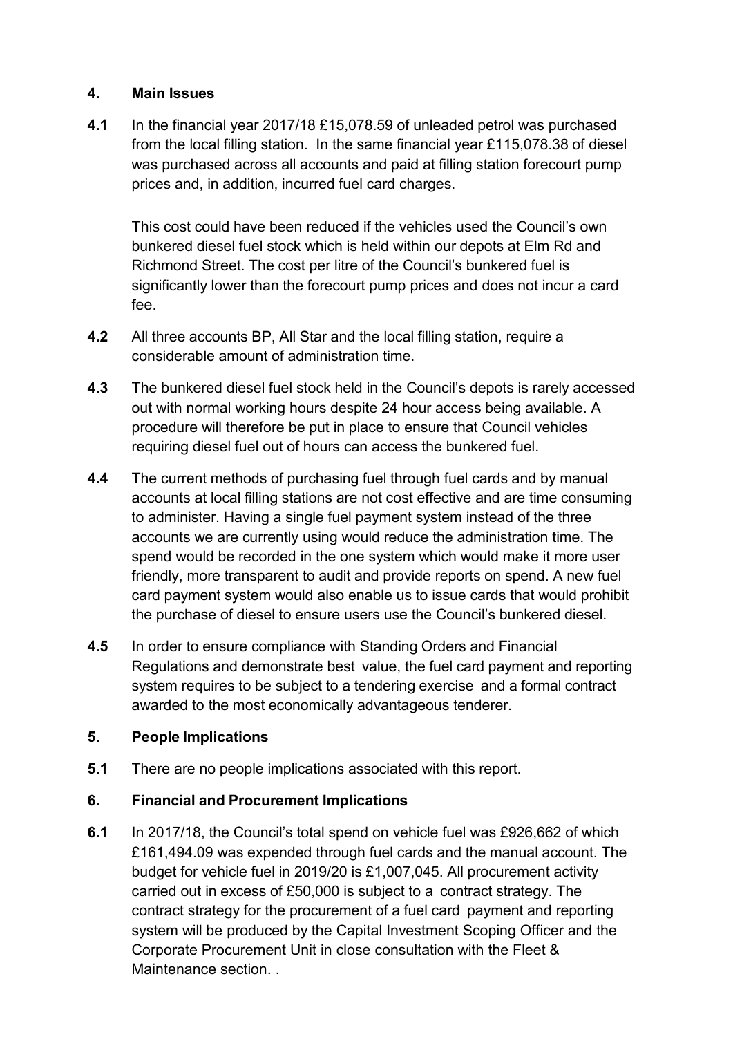## 4. Main Issues

**4.1** In the financial year 2017/18 £15,078.59 of unleaded petrol was purchased from the local filling station. In the same financial year £115,078.38 of diesel was purchased across all accounts and paid at filling station forecourt pump prices and, in addition, incurred fuel card charges.

This cost could have been reduced if the vehicles used the Council's own bunkered diesel fuel stock which is held within our depots at Elm Rd and Richmond Street. The cost per litre of the Council's bunkered fuel is significantly lower than the forecourt pump prices and does not incur a card fee.

**4.2** All three accounts BP, All Star and the local filling station, require a considerable amount of administration time.

**4.3** The bunkered diesel fuel stock held in the Council's depots is rarely accessed out with normal working hours despite 24 hour access being available. A procedure will therefore be put in place to ensure that Council vehicles requiring diesel fuel out of hours can access the bunkered fuel.

**4.4** The current methods of purchasing fuel through fuel cards and by manual accounts at local filling stations are not cost effective and are time consuming to administer. Having a single fuel payment system instead of the three accounts we are currently using would reduce the administration time. The spend would be recorded in the one system which would make it more user friendly, more transparent to audit and provide reports on spend. A new fuel card payment system would also enable us to issue cards that would prohibit the purchase of diesel to ensure users use the Council's bunkered diesel.

**4.5** In order to ensure compliance with Standing Orders and Financial Regulations and demonstrate best value, the fuel card payment and reporting system requires to be subject to a tendering exercise and a formal contract awarded to the most economically advantageous tenderer.

## 5. People Implications

**5.1** There are no people implications associated with this report.

## 6. Financial and Procurement Implications

**6.1** In 2017/18, the Council's total spend on vehicle fuel was £926,662 of which £161,494.09 was expended through fuel cards and the manual account. The budget for vehicle fuel in 2019/20 is £1,007,045. All procurement activity carried out in excess of £50,000 is subject to a contract strategy. The contract strategy for the procurement of a fuel card payment and reporting system will be produced by the Capital Investment Scoping Officer and the Corporate Procurement Unit in close consultation with the Fleet & Maintenance section. .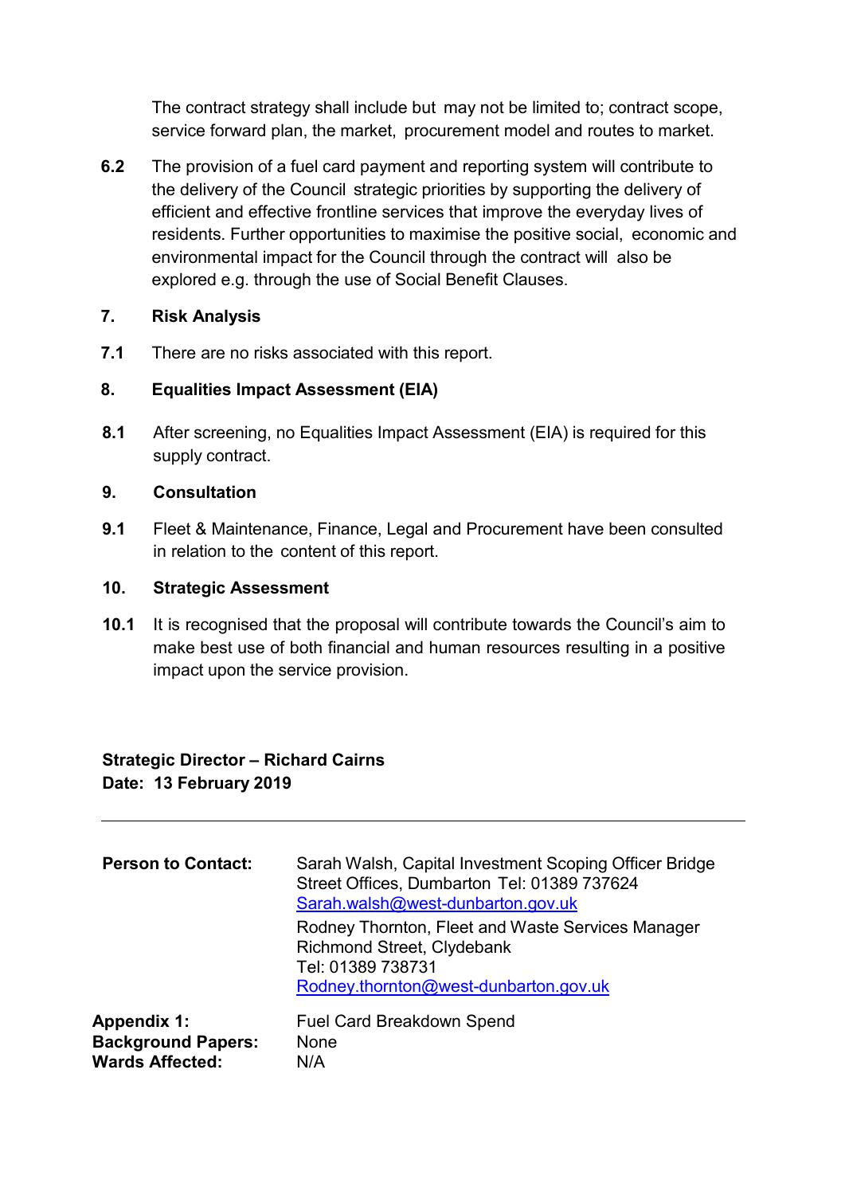The contract strategy shall include but may not be limited to; contract scope, service forward plan, the market, procurement model and routes to market.

**6.2** The provision of a fuel card payment and reporting system will contribute to the delivery of the Council strategic priorities by supporting the delivery of efficient and effective frontline services that improve the everyday lives of residents. Further opportunities to maximise the positive social, economic and environmental impact for the Council through the contract will also be explored e.g. through the use of Social Benefit Clauses.

## 7. Risk Analysis

**7.1** There are no risks associated with this report.

## 8. Equalities Impact Assessment (EIA)

**8.1** After screening, no Equalities Impact Assessment (EIA) is required for this supply contract.

## 9. Consultation

**9.1** Fleet & Maintenance, Finance, Legal and Procurement have been consulted in relation to the content of this report.

## 10. Strategic Assessment

**10.1** It is recognised that the proposal will contribute towards the Council's aim to make best use of both financial and human resources resulting in a positive impact upon the service provision.

**Strategic Director – Richard Cairns**
**Date: 13 February 2019**

---

| | |
|---|---|
| **Person to Contact:** | Sarah Walsh, Capital Investment Scoping Officer Bridge Street Offices, Dumbarton Tel: 01389 737624 Sarah.walsh@west-dunbarton.gov.uk<br>Rodney Thornton, Fleet and Waste Services Manager Richmond Street, Clydebank Tel: 01389 738731 Rodney.thornton@west-dunbarton.gov.uk |
| **Appendix 1:** | Fuel Card Breakdown Spend |
| **Background Papers:** | None |
| **Wards Affected:** | N/A |